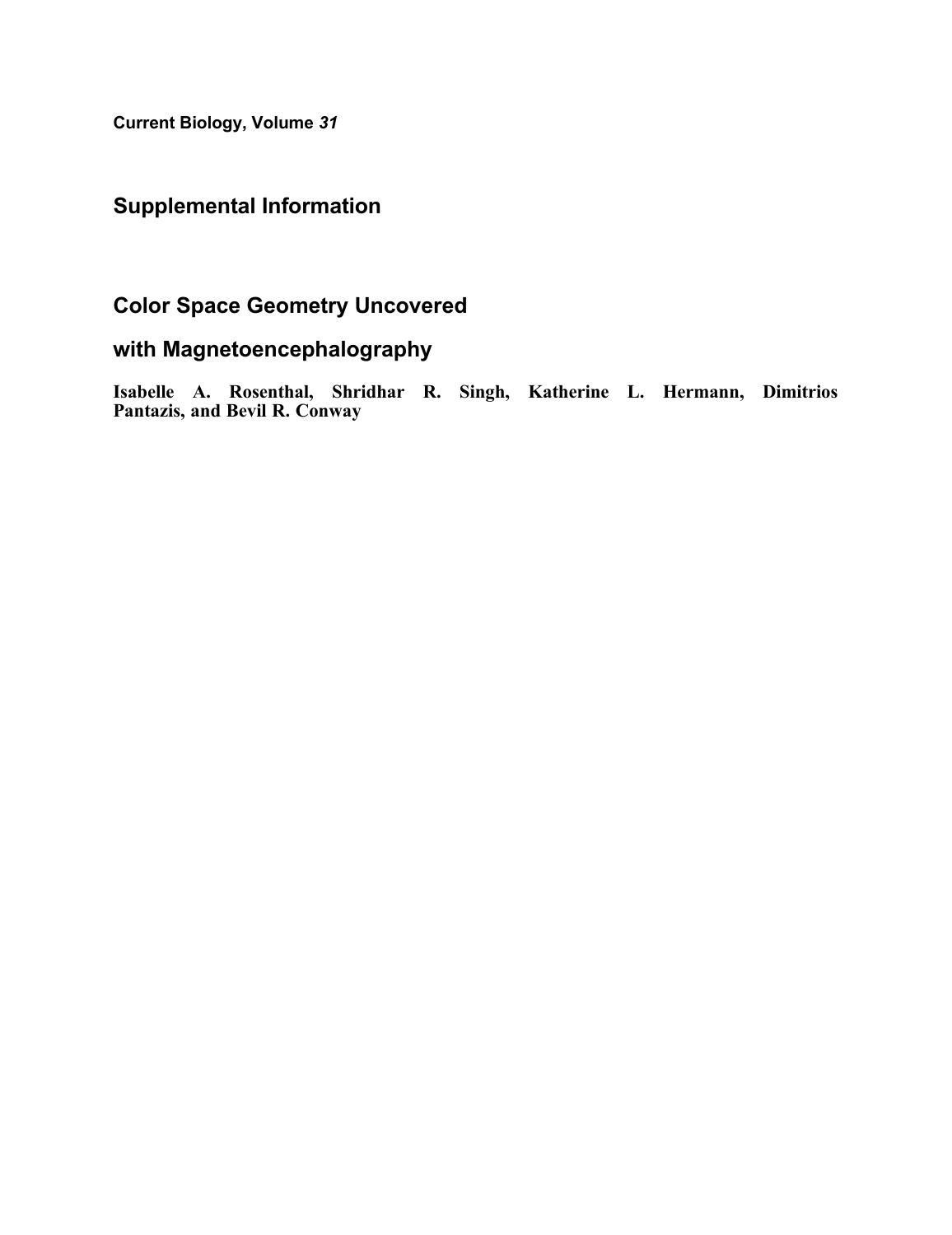**Current Biology, Volume *31***

# Supplemental Information

# Color Space Geometry Uncovered

# with Magnetoencephalography

**Isabelle A. Rosenthal, Shridhar R. Singh, Katherine L. Hermann, Dimitrios Pantazis, and Bevil R. Conway**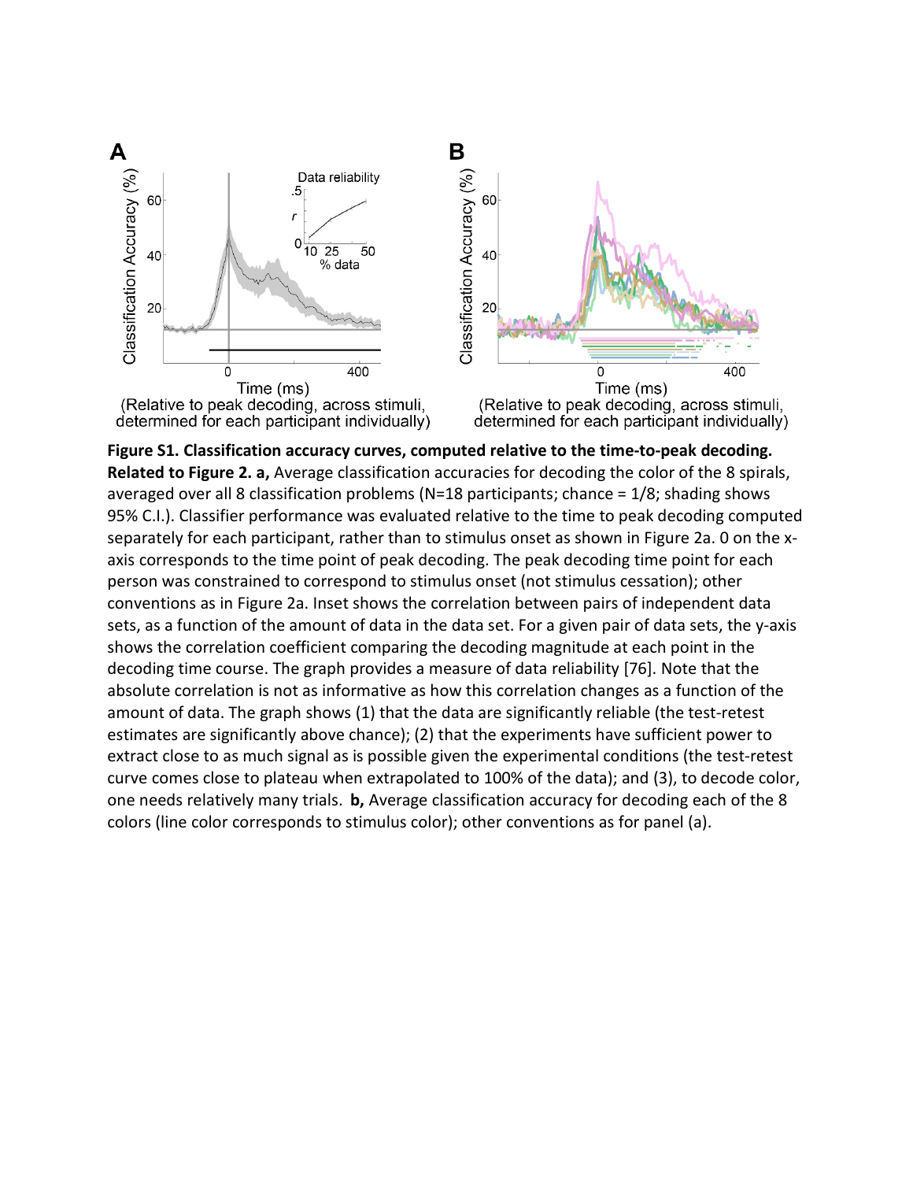**Figure S1. Classification accuracy curves, computed relative to the time-to-peak decoding. Related to Figure 2. a,** Average classification accuracies for decoding the color of the 8 spirals, averaged over all 8 classification problems (N=18 participants; chance = 1/8; shading shows 95% C.I.). Classifier performance was evaluated relative to the time to peak decoding computed separately for each participant, rather than to stimulus onset as shown in Figure 2a. 0 on the x-axis corresponds to the time point of peak decoding. The peak decoding time point for each person was constrained to correspond to stimulus onset (not stimulus cessation); other conventions as in Figure 2a. Inset shows the correlation between pairs of independent data sets, as a function of the amount of data in the data set. For a given pair of data sets, the y-axis shows the correlation coefficient comparing the decoding magnitude at each point in the decoding time course. The graph provides a measure of data reliability [76]. Note that the absolute correlation is not as informative as how this correlation changes as a function of the amount of data. The graph shows (1) that the data are significantly reliable (the test-retest estimates are significantly above chance); (2) that the experiments have sufficient power to extract close to as much signal as is possible given the experimental conditions (the test-retest curve comes close to plateau when extrapolated to 100% of the data); and (3), to decode color, one needs relatively many trials. **b,** Average classification accuracy for decoding each of the 8 colors (line color corresponds to stimulus color); other conventions as for panel (a).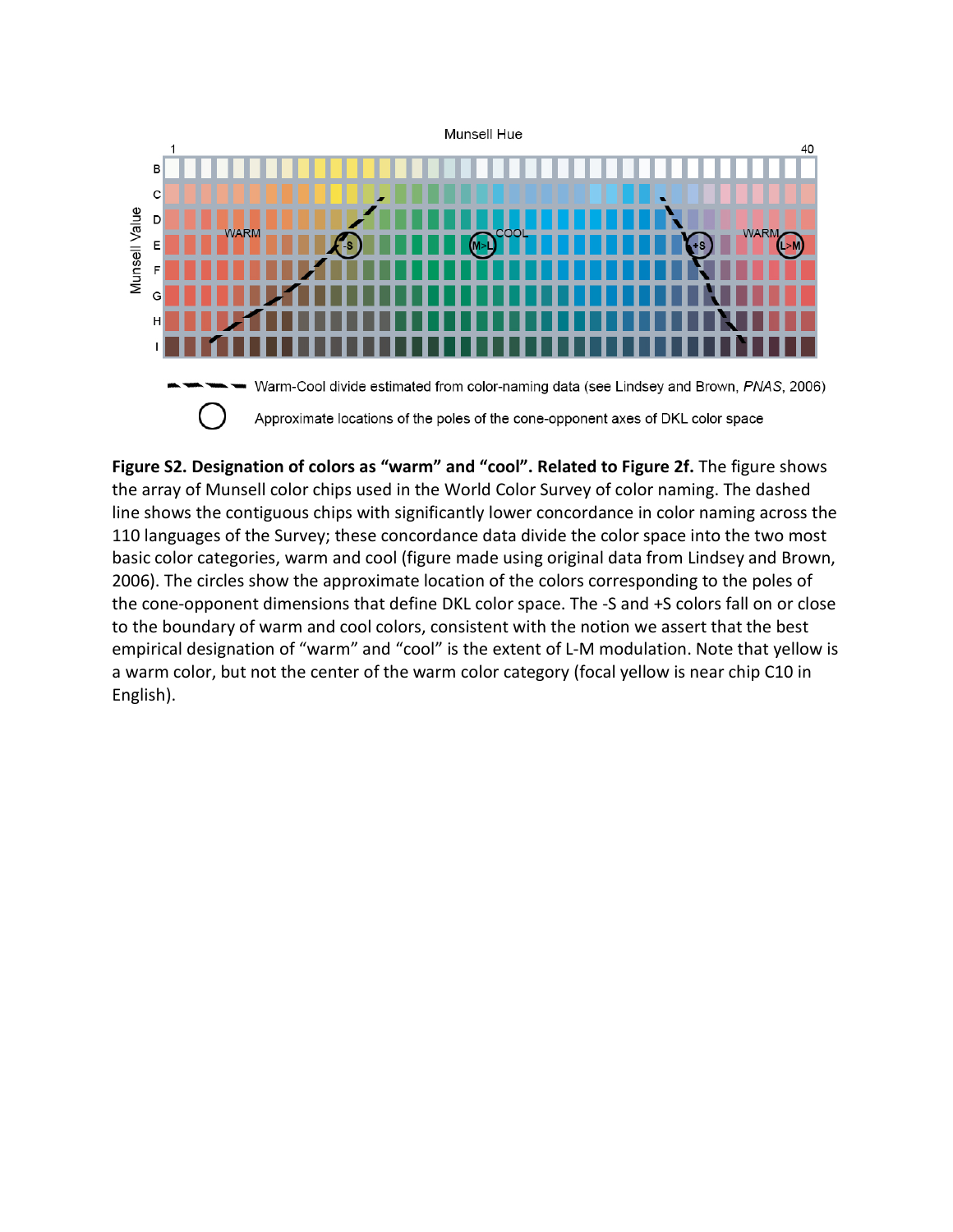Munsell Hue

1

40

B

C

D

E

F

G

H

I

Munsell Value

WARM

COOL

WARM

-S

M>L

+S

L>M

Warm-Cool divide estimated from color-naming data (see Lindsey and Brown, *PNAS*, 2006)

Approximate locations of the poles of the cone-opponent axes of DKL color space

**Figure S2. Designation of colors as "warm" and "cool". Related to Figure 2f.** The figure shows the array of Munsell color chips used in the World Color Survey of color naming. The dashed line shows the contiguous chips with significantly lower concordance in color naming across the 110 languages of the Survey; these concordance data divide the color space into the two most basic color categories, warm and cool (figure made using original data from Lindsey and Brown, 2006). The circles show the approximate location of the colors corresponding to the poles of the cone-opponent dimensions that define DKL color space. The -S and +S colors fall on or close to the boundary of warm and cool colors, consistent with the notion we assert that the best empirical designation of "warm" and "cool" is the extent of L-M modulation. Note that yellow is a warm color, but not the center of the warm color category (focal yellow is near chip C10 in English).